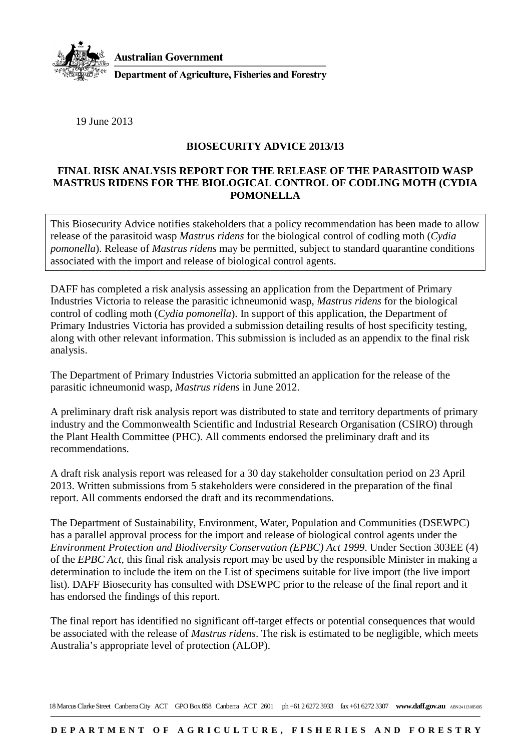**Australian Government**

**Department of Agriculture, Fisheries and Forestry**

19 June 2013

## BIOSECURITY ADVICE 2013/13

## FINAL RISK ANALYSIS REPORT FOR THE RELEASE OF THE PARASITOID WASP MASTRUS RIDENS FOR THE BIOLOGICAL CONTROL OF CODLING MOTH (CYDIA POMONELLA

This Biosecurity Advice notifies stakeholders that a policy recommendation has been made to allow release of the parasitoid wasp *Mastrus ridens* for the biological control of codling moth (*Cydia pomonella*). Release of *Mastrus ridens* may be permitted, subject to standard quarantine conditions associated with the import and release of biological control agents.

DAFF has completed a risk analysis assessing an application from the Department of Primary Industries Victoria to release the parasitic ichneumonid wasp, *Mastrus ridens* for the biological control of codling moth (*Cydia pomonella*). In support of this application, the Department of Primary Industries Victoria has provided a submission detailing results of host specificity testing, along with other relevant information. This submission is included as an appendix to the final risk analysis.

The Department of Primary Industries Victoria submitted an application for the release of the parasitic ichneumonid wasp, *Mastrus ridens* in June 2012.

A preliminary draft risk analysis report was distributed to state and territory departments of primary industry and the Commonwealth Scientific and Industrial Research Organisation (CSIRO) through the Plant Health Committee (PHC). All comments endorsed the preliminary draft and its recommendations.

A draft risk analysis report was released for a 30 day stakeholder consultation period on 23 April 2013. Written submissions from 5 stakeholders were considered in the preparation of the final report. All comments endorsed the draft and its recommendations.

The Department of Sustainability, Environment, Water, Population and Communities (DSEWPC) has a parallel approval process for the import and release of biological control agents under the *Environment Protection and Biodiversity Conservation (EPBC) Act 1999*. Under Section 303EE (4) of the *EPBC Act*, this final risk analysis report may be used by the responsible Minister in making a determination to include the item on the List of specimens suitable for live import (the live import list). DAFF Biosecurity has consulted with DSEWPC prior to the release of the final report and it has endorsed the findings of this report.

The final report has identified no significant off-target effects or potential consequences that would be associated with the release of *Mastrus ridens*. The risk is estimated to be negligible, which meets Australia's appropriate level of protection (ALOP).

18 Marcus Clarke Street Canberra City ACT GPO Box 858 Canberra ACT 2601 ph +61 2 6272 3933 fax +61 6272 3307 **www.daff.gov.au** ABN 24 113 085 695

**DEPARTMENT OF AGRICULTURE, FISHERIES AND FORESTRY**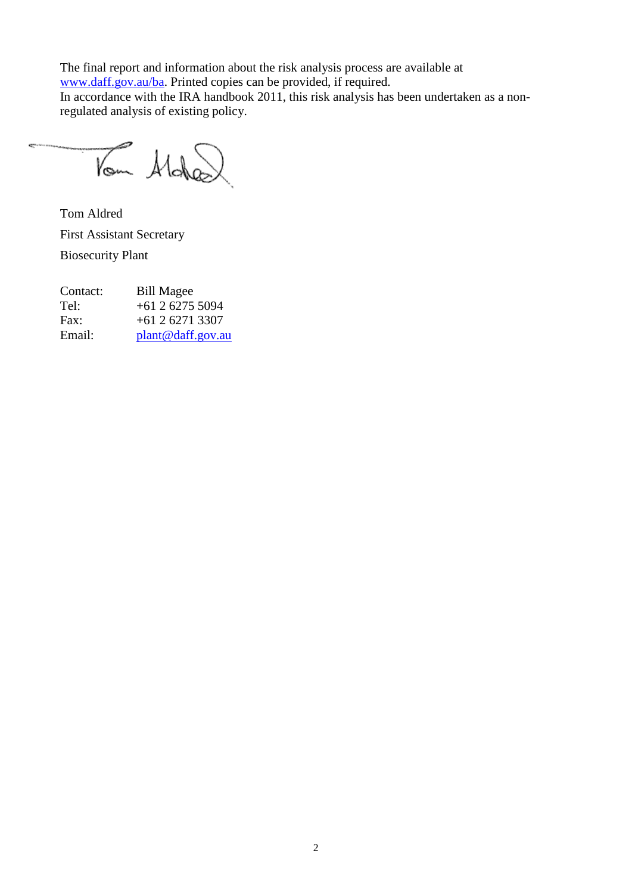The final report and information about the risk analysis process are available at www.daff.gov.au/ba. Printed copies can be provided, if required.
In accordance with the IRA handbook 2011, this risk analysis has been undertaken as a non-regulated analysis of existing policy.

Tom Aldred

First Assistant Secretary

Biosecurity Plant

| | |
|---|---|
| Contact: | Bill Magee |
| Tel: | +61 2 6275 5094 |
| Fax: | +61 2 6271 3307 |
| Email: | plant@daff.gov.au |